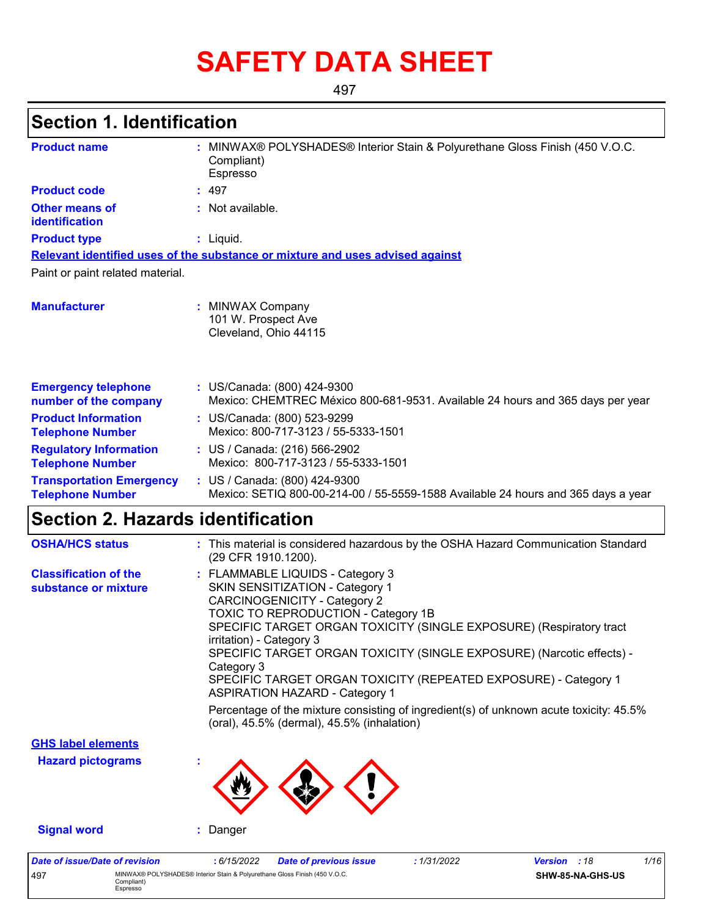# SAFETY DATA SHEET

497

## Section 1. Identification

| | |
|---|---|
| **Product name** | : MINWAX® POLYSHADES® Interior Stain & Polyurethane Gloss Finish (450 V.O.C. Compliant) Espresso |
| **Product code** | : 497 |
| **Other means of identification** | : Not available. |
| **Product type** | : Liquid. |

**Relevant identified uses of the substance or mixture and uses advised against**

Paint or paint related material.

| | |
|---|---|
| **Manufacturer** | : MINWAX Company<br>101 W. Prospect Ave<br>Cleveland, Ohio 44115 |
| **Emergency telephone number of the company** | : US/Canada: (800) 424-9300<br>Mexico: CHEMTREC México 800-681-9531. Available 24 hours and 365 days per year |
| **Product Information Telephone Number** | : US/Canada: (800) 523-9299<br>Mexico: 800-717-3123 / 55-5333-1501 |
| **Regulatory Information Telephone Number** | : US / Canada: (216) 566-2902<br>Mexico: 800-717-3123 / 55-5333-1501 |
| **Transportation Emergency Telephone Number** | : US / Canada: (800) 424-9300<br>Mexico: SETIQ 800-00-214-00 / 55-5559-1588 Available 24 hours and 365 days a year |

## Section 2. Hazards identification

**OSHA/HCS status** : This material is considered hazardous by the OSHA Hazard Communication Standard (29 CFR 1910.1200).

**Classification of the substance or mixture** :
FLAMMABLE LIQUIDS - Category 3
SKIN SENSITIZATION - Category 1
CARCINOGENICITY - Category 2
TOXIC TO REPRODUCTION - Category 1B
SPECIFIC TARGET ORGAN TOXICITY (SINGLE EXPOSURE) (Respiratory tract irritation) - Category 3
SPECIFIC TARGET ORGAN TOXICITY (SINGLE EXPOSURE) (Narcotic effects) - Category 3
SPECIFIC TARGET ORGAN TOXICITY (REPEATED EXPOSURE) - Category 1
ASPIRATION HAZARD - Category 1

Percentage of the mixture consisting of ingredient(s) of unknown acute toxicity: 45.5% (oral), 45.5% (dermal), 45.5% (inhalation)

**GHS label elements**

**Hazard pictograms** :

**Signal word** : Danger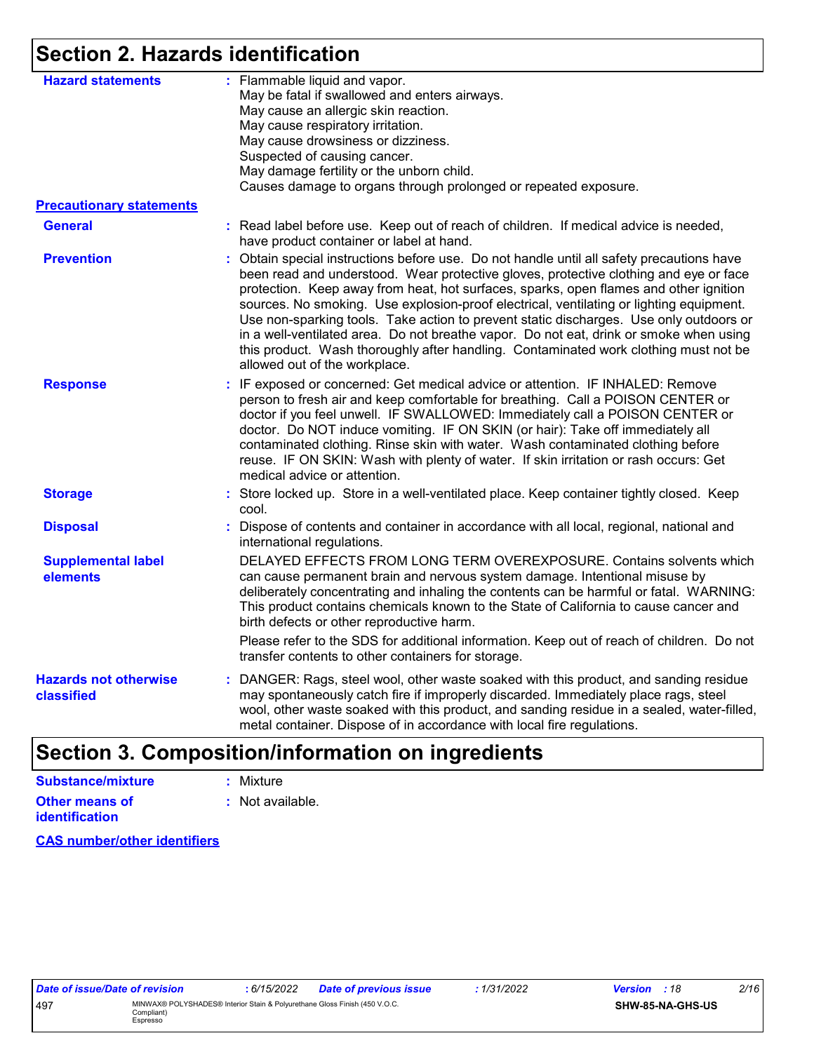## Section 2. Hazards identification

**Hazard statements** : Flammable liquid and vapor.
May be fatal if swallowed and enters airways.
May cause an allergic skin reaction.
May cause respiratory irritation.
May cause drowsiness or dizziness.
Suspected of causing cancer.
May damage fertility or the unborn child.
Causes damage to organs through prolonged or repeated exposure.

**Precautionary statements**

**General** : Read label before use. Keep out of reach of children. If medical advice is needed, have product container or label at hand.

**Prevention** : Obtain special instructions before use. Do not handle until all safety precautions have been read and understood. Wear protective gloves, protective clothing and eye or face protection. Keep away from heat, hot surfaces, sparks, open flames and other ignition sources. No smoking. Use explosion-proof electrical, ventilating or lighting equipment. Use non-sparking tools. Take action to prevent static discharges. Use only outdoors or in a well-ventilated area. Do not breathe vapor. Do not eat, drink or smoke when using this product. Wash thoroughly after handling. Contaminated work clothing must not be allowed out of the workplace.

**Response** : IF exposed or concerned: Get medical advice or attention. IF INHALED: Remove person to fresh air and keep comfortable for breathing. Call a POISON CENTER or doctor if you feel unwell. IF SWALLOWED: Immediately call a POISON CENTER or doctor. Do NOT induce vomiting. IF ON SKIN (or hair): Take off immediately all contaminated clothing. Rinse skin with water. Wash contaminated clothing before reuse. IF ON SKIN: Wash with plenty of water. If skin irritation or rash occurs: Get medical advice or attention.

**Storage** : Store locked up. Store in a well-ventilated place. Keep container tightly closed. Keep cool.

**Disposal** : Dispose of contents and container in accordance with all local, regional, national and international regulations.

**Supplemental label elements** DELAYED EFFECTS FROM LONG TERM OVEREXPOSURE. Contains solvents which can cause permanent brain and nervous system damage. Intentional misuse by deliberately concentrating and inhaling the contents can be harmful or fatal. WARNING: This product contains chemicals known to the State of California to cause cancer and birth defects or other reproductive harm.

Please refer to the SDS for additional information. Keep out of reach of children. Do not transfer contents to other containers for storage.

**Hazards not otherwise classified** : DANGER: Rags, steel wool, other waste soaked with this product, and sanding residue may spontaneously catch fire if improperly discarded. Immediately place rags, steel wool, other waste soaked with this product, and sanding residue in a sealed, water-filled, metal container. Dispose of in accordance with local fire regulations.

## Section 3. Composition/information on ingredients

**Substance/mixture** : Mixture

**Other means of identification** : Not available.

**CAS number/other identifiers**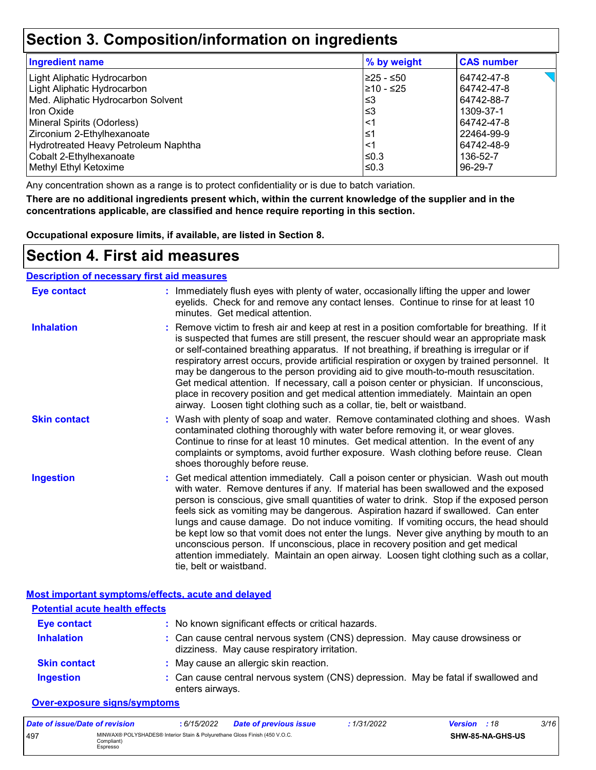# Section 3. Composition/information on ingredients

| Ingredient name | % by weight | CAS number |
| --- | --- | --- |
| Light Aliphatic Hydrocarbon | ≥25 - ≤50 | 64742-47-8 |
| Light Aliphatic Hydrocarbon | ≥10 - ≤25 | 64742-47-8 |
| Med. Aliphatic Hydrocarbon Solvent | ≤3 | 64742-88-7 |
| Iron Oxide | ≤3 | 1309-37-1 |
| Mineral Spirits (Odorless) | <1 | 64742-47-8 |
| Zirconium 2-Ethylhexanoate | ≤1 | 22464-99-9 |
| Hydrotreated Heavy Petroleum Naphtha | <1 | 64742-48-9 |
| Cobalt 2-Ethylhexanoate | ≤0.3 | 136-52-7 |
| Methyl Ethyl Ketoxime | ≤0.3 | 96-29-7 |

Any concentration shown as a range is to protect confidentiality or is due to batch variation.

**There are no additional ingredients present which, within the current knowledge of the supplier and in the concentrations applicable, are classified and hence require reporting in this section.**

**Occupational exposure limits, if available, are listed in Section 8.**

# Section 4. First aid measures

## Description of necessary first aid measures

**Eye contact** : Immediately flush eyes with plenty of water, occasionally lifting the upper and lower eyelids. Check for and remove any contact lenses. Continue to rinse for at least 10 minutes. Get medical attention.

**Inhalation** : Remove victim to fresh air and keep at rest in a position comfortable for breathing. If it is suspected that fumes are still present, the rescuer should wear an appropriate mask or self-contained breathing apparatus. If not breathing, if breathing is irregular or if respiratory arrest occurs, provide artificial respiration or oxygen by trained personnel. It may be dangerous to the person providing aid to give mouth-to-mouth resuscitation. Get medical attention. If necessary, call a poison center or physician. If unconscious, place in recovery position and get medical attention immediately. Maintain an open airway. Loosen tight clothing such as a collar, tie, belt or waistband.

**Skin contact** : Wash with plenty of soap and water. Remove contaminated clothing and shoes. Wash contaminated clothing thoroughly with water before removing it, or wear gloves. Continue to rinse for at least 10 minutes. Get medical attention. In the event of any complaints or symptoms, avoid further exposure. Wash clothing before reuse. Clean shoes thoroughly before reuse.

**Ingestion** : Get medical attention immediately. Call a poison center or physician. Wash out mouth with water. Remove dentures if any. If material has been swallowed and the exposed person is conscious, give small quantities of water to drink. Stop if the exposed person feels sick as vomiting may be dangerous. Aspiration hazard if swallowed. Can enter lungs and cause damage. Do not induce vomiting. If vomiting occurs, the head should be kept low so that vomit does not enter the lungs. Never give anything by mouth to an unconscious person. If unconscious, place in recovery position and get medical attention immediately. Maintain an open airway. Loosen tight clothing such as a collar, tie, belt or waistband.

## Most important symptoms/effects, acute and delayed

### Potential acute health effects

**Eye contact** : No known significant effects or critical hazards.

**Inhalation** : Can cause central nervous system (CNS) depression. May cause drowsiness or dizziness. May cause respiratory irritation.

**Skin contact** : May cause an allergic skin reaction.

**Ingestion** : Can cause central nervous system (CNS) depression. May be fatal if swallowed and enters airways.

### Over-exposure signs/symptoms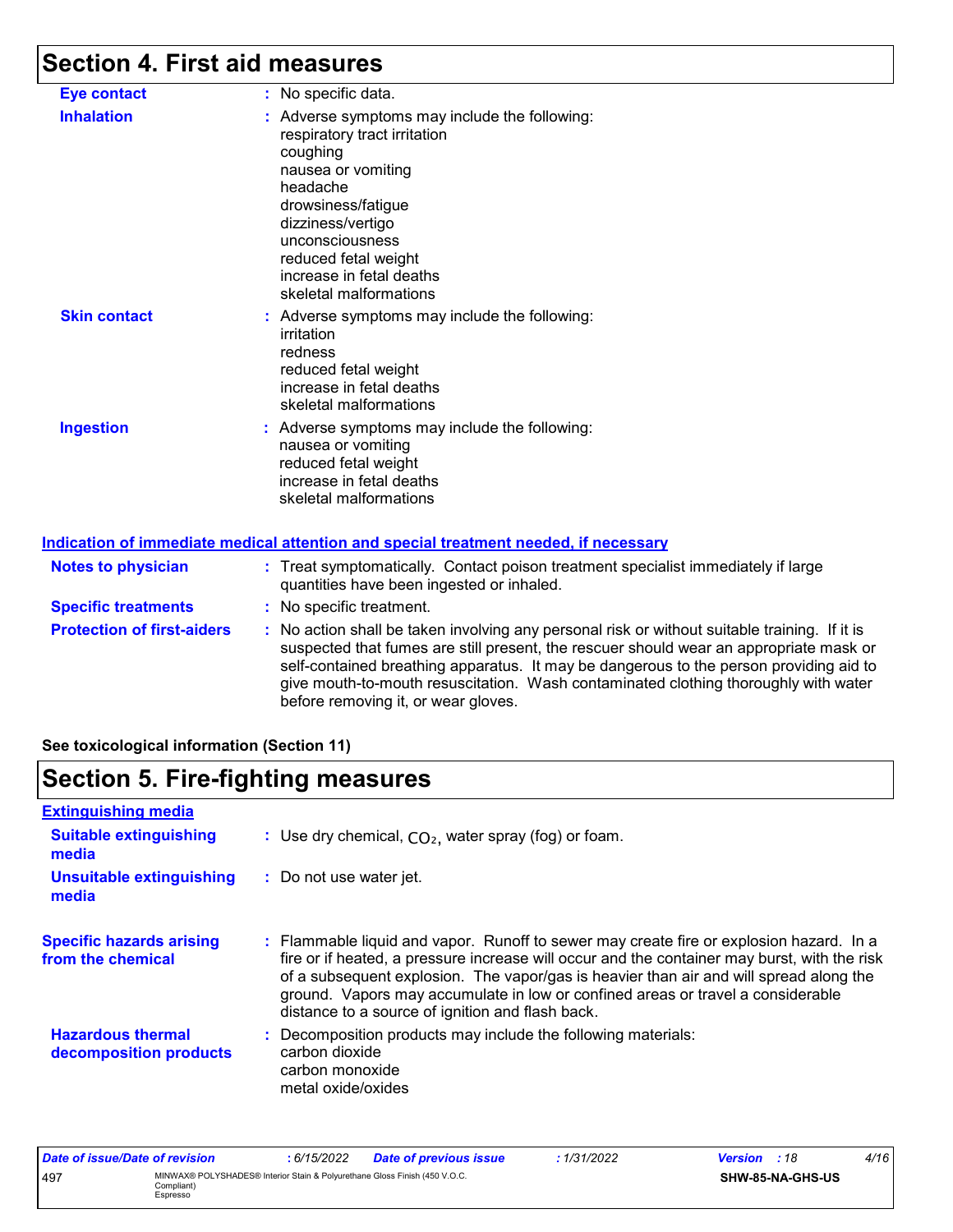## Section 4. First aid measures

**Eye contact** : No specific data.

**Inhalation** : Adverse symptoms may include the following:
respiratory tract irritation
coughing
nausea or vomiting
headache
drowsiness/fatigue
dizziness/vertigo
unconsciousness
reduced fetal weight
increase in fetal deaths
skeletal malformations

**Skin contact** : Adverse symptoms may include the following:
irritation
redness
reduced fetal weight
increase in fetal deaths
skeletal malformations

**Ingestion** : Adverse symptoms may include the following:
nausea or vomiting
reduced fetal weight
increase in fetal deaths
skeletal malformations

### Indication of immediate medical attention and special treatment needed, if necessary

**Notes to physician** : Treat symptomatically. Contact poison treatment specialist immediately if large quantities have been ingested or inhaled.

**Specific treatments** : No specific treatment.

**Protection of first-aiders** : No action shall be taken involving any personal risk or without suitable training. If it is suspected that fumes are still present, the rescuer should wear an appropriate mask or self-contained breathing apparatus. It may be dangerous to the person providing aid to give mouth-to-mouth resuscitation. Wash contaminated clothing thoroughly with water before removing it, or wear gloves.

**See toxicological information (Section 11)**

## Section 5. Fire-fighting measures

### Extinguishing media

**Suitable extinguishing media** : Use dry chemical, $CO_2$, water spray (fog) or foam.

**Unsuitable extinguishing media** : Do not use water jet.

**Specific hazards arising from the chemical** : Flammable liquid and vapor. Runoff to sewer may create fire or explosion hazard. In a fire or if heated, a pressure increase will occur and the container may burst, with the risk of a subsequent explosion. The vapor/gas is heavier than air and will spread along the ground. Vapors may accumulate in low or confined areas or travel a considerable distance to a source of ignition and flash back.

**Hazardous thermal decomposition products** : Decomposition products may include the following materials:
carbon dioxide
carbon monoxide
metal oxide/oxides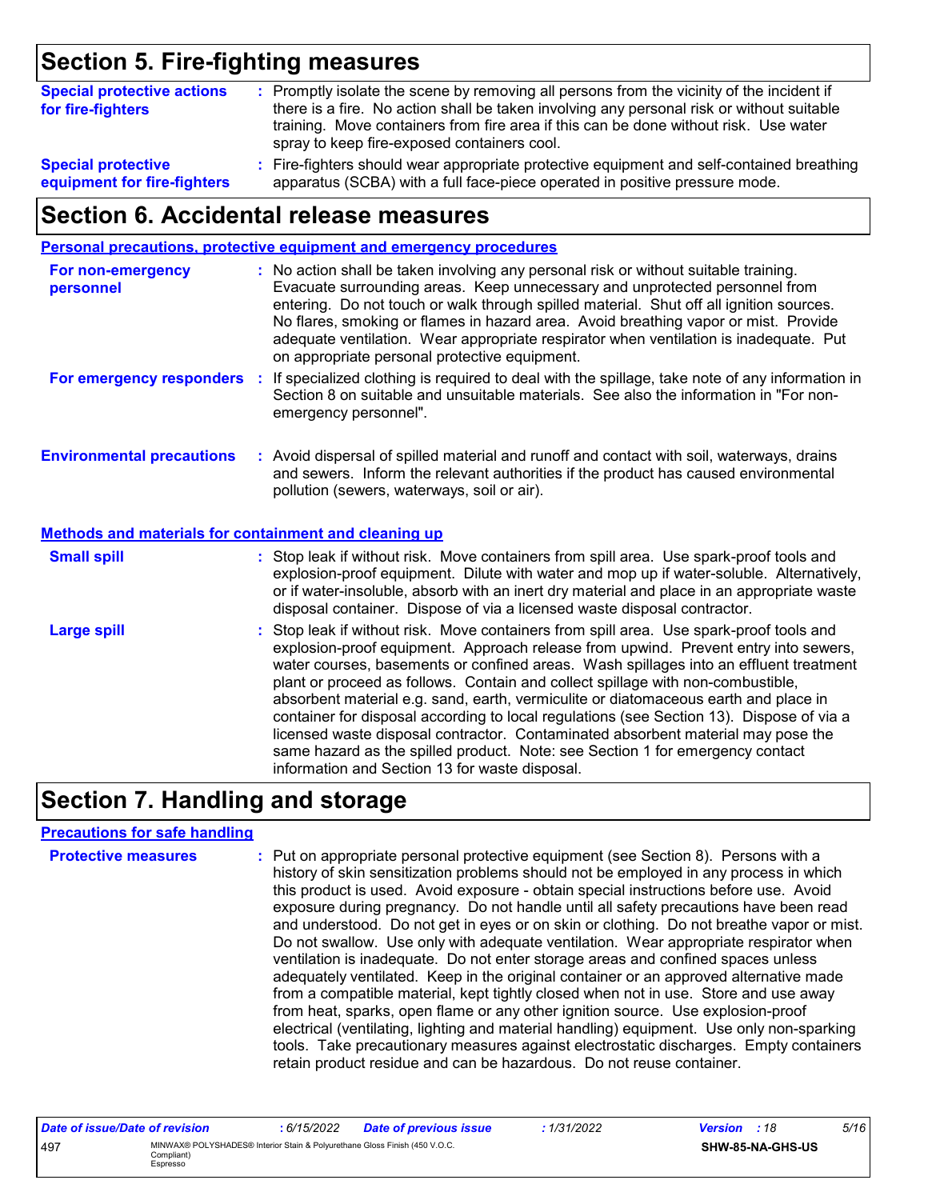## Section 5. Fire-fighting measures

**Special protective actions for fire-fighters** : Promptly isolate the scene by removing all persons from the vicinity of the incident if there is a fire. No action shall be taken involving any personal risk or without suitable training. Move containers from fire area if this can be done without risk. Use water spray to keep fire-exposed containers cool.

**Special protective equipment for fire-fighters** : Fire-fighters should wear appropriate protective equipment and self-contained breathing apparatus (SCBA) with a full face-piece operated in positive pressure mode.

## Section 6. Accidental release measures

### Personal precautions, protective equipment and emergency procedures

**For non-emergency personnel** : No action shall be taken involving any personal risk or without suitable training. Evacuate surrounding areas. Keep unnecessary and unprotected personnel from entering. Do not touch or walk through spilled material. Shut off all ignition sources. No flares, smoking or flames in hazard area. Avoid breathing vapor or mist. Provide adequate ventilation. Wear appropriate respirator when ventilation is inadequate. Put on appropriate personal protective equipment.

**For emergency responders** : If specialized clothing is required to deal with the spillage, take note of any information in Section 8 on suitable and unsuitable materials. See also the information in "For non-emergency personnel".

**Environmental precautions** : Avoid dispersal of spilled material and runoff and contact with soil, waterways, drains and sewers. Inform the relevant authorities if the product has caused environmental pollution (sewers, waterways, soil or air).

### Methods and materials for containment and cleaning up

**Small spill** : Stop leak if without risk. Move containers from spill area. Use spark-proof tools and explosion-proof equipment. Dilute with water and mop up if water-soluble. Alternatively, or if water-insoluble, absorb with an inert dry material and place in an appropriate waste disposal container. Dispose of via a licensed waste disposal contractor.

**Large spill** : Stop leak if without risk. Move containers from spill area. Use spark-proof tools and explosion-proof equipment. Approach release from upwind. Prevent entry into sewers, water courses, basements or confined areas. Wash spillages into an effluent treatment plant or proceed as follows. Contain and collect spillage with non-combustible, absorbent material e.g. sand, earth, vermiculite or diatomaceous earth and place in container for disposal according to local regulations (see Section 13). Dispose of via a licensed waste disposal contractor. Contaminated absorbent material may pose the same hazard as the spilled product. Note: see Section 1 for emergency contact information and Section 13 for waste disposal.

## Section 7. Handling and storage

### Precautions for safe handling

**Protective measures** : Put on appropriate personal protective equipment (see Section 8). Persons with a history of skin sensitization problems should not be employed in any process in which this product is used. Avoid exposure - obtain special instructions before use. Avoid exposure during pregnancy. Do not handle until all safety precautions have been read and understood. Do not get in eyes or on skin or clothing. Do not breathe vapor or mist. Do not swallow. Use only with adequate ventilation. Wear appropriate respirator when ventilation is inadequate. Do not enter storage areas and confined spaces unless adequately ventilated. Keep in the original container or an approved alternative made from a compatible material, kept tightly closed when not in use. Store and use away from heat, sparks, open flame or any other ignition source. Use explosion-proof electrical (ventilating, lighting and material handling) equipment. Use only non-sparking tools. Take precautionary measures against electrostatic discharges. Empty containers retain product residue and can be hazardous. Do not reuse container.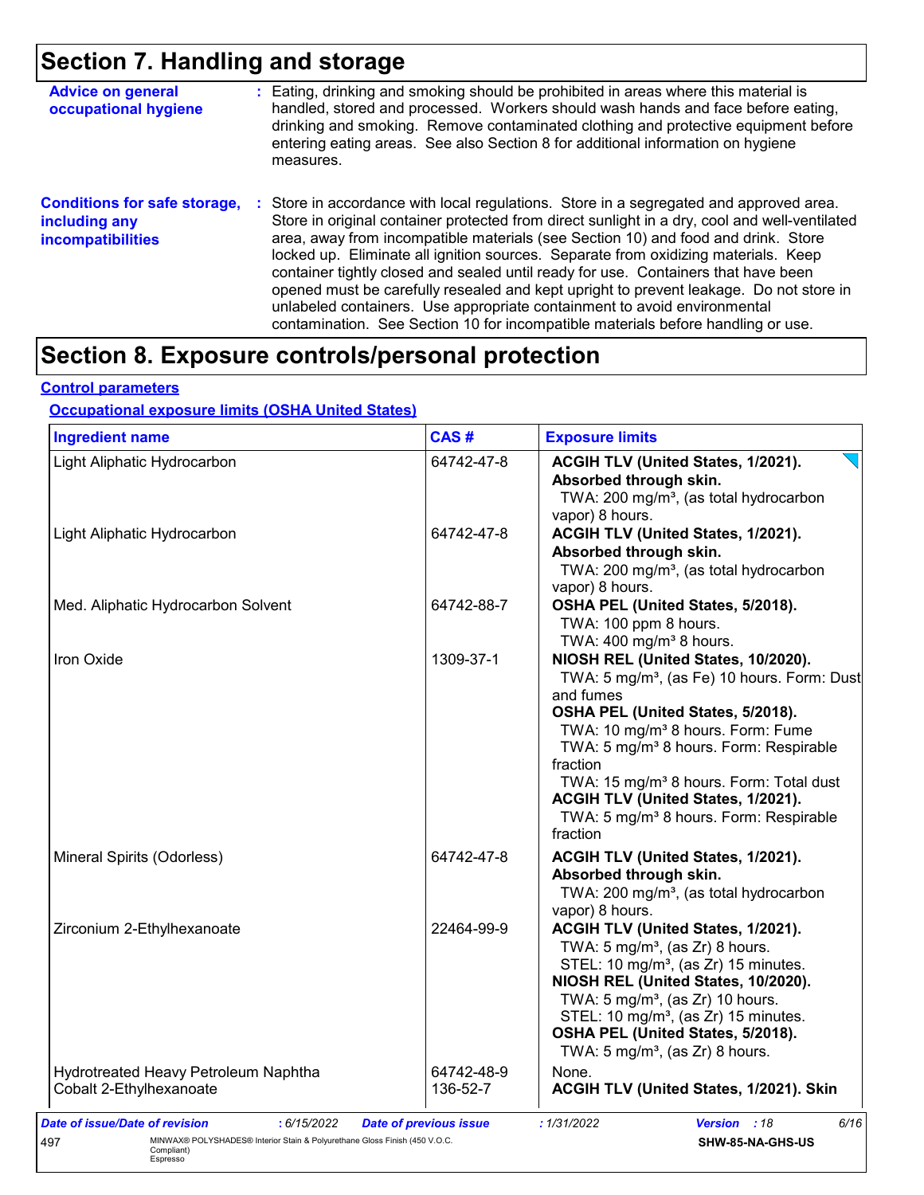# Section 7. Handling and storage

**Advice on general occupational hygiene** : Eating, drinking and smoking should be prohibited in areas where this material is handled, stored and processed. Workers should wash hands and face before eating, drinking and smoking. Remove contaminated clothing and protective equipment before entering eating areas. See also Section 8 for additional information on hygiene measures.

**Conditions for safe storage, including any incompatibilities** : Store in accordance with local regulations. Store in a segregated and approved area. Store in original container protected from direct sunlight in a dry, cool and well-ventilated area, away from incompatible materials (see Section 10) and food and drink. Store locked up. Eliminate all ignition sources. Separate from oxidizing materials. Keep container tightly closed and sealed until ready for use. Containers that have been opened must be carefully resealed and kept upright to prevent leakage. Do not store in unlabeled containers. Use appropriate containment to avoid environmental contamination. See Section 10 for incompatible materials before handling or use.

# Section 8. Exposure controls/personal protection

## Control parameters

### Occupational exposure limits (OSHA United States)

| Ingredient name | CAS # | Exposure limits |
|---|---|---|
| Light Aliphatic Hydrocarbon | 64742-47-8 | **ACGIH TLV (United States, 1/2021). Absorbed through skin.**<br>TWA: 200 mg/m³, (as total hydrocarbon vapor) 8 hours. |
| Light Aliphatic Hydrocarbon | 64742-47-8 | **ACGIH TLV (United States, 1/2021). Absorbed through skin.**<br>TWA: 200 mg/m³, (as total hydrocarbon vapor) 8 hours. |
| Med. Aliphatic Hydrocarbon Solvent | 64742-88-7 | **OSHA PEL (United States, 5/2018).**<br>TWA: 100 ppm 8 hours.<br>TWA: 400 mg/m³ 8 hours. |
| Iron Oxide | 1309-37-1 | **NIOSH REL (United States, 10/2020).**<br>TWA: 5 mg/m³, (as Fe) 10 hours. Form: Dust and fumes<br>**OSHA PEL (United States, 5/2018).**<br>TWA: 10 mg/m³ 8 hours. Form: Fume<br>TWA: 5 mg/m³ 8 hours. Form: Respirable fraction<br>TWA: 15 mg/m³ 8 hours. Form: Total dust<br>**ACGIH TLV (United States, 1/2021).**<br>TWA: 5 mg/m³ 8 hours. Form: Respirable fraction |
| Mineral Spirits (Odorless) | 64742-47-8 | **ACGIH TLV (United States, 1/2021). Absorbed through skin.**<br>TWA: 200 mg/m³, (as total hydrocarbon vapor) 8 hours. |
| Zirconium 2-Ethylhexanoate | 22464-99-9 | **ACGIH TLV (United States, 1/2021).**<br>TWA: 5 mg/m³, (as Zr) 8 hours.<br>STEL: 10 mg/m³, (as Zr) 15 minutes.<br>**NIOSH REL (United States, 10/2020).**<br>TWA: 5 mg/m³, (as Zr) 10 hours.<br>STEL: 10 mg/m³, (as Zr) 15 minutes.<br>**OSHA PEL (United States, 5/2018).**<br>TWA: 5 mg/m³, (as Zr) 8 hours. |
| Hydrotreated Heavy Petroleum Naphtha | 64742-48-9 | None. |
| Cobalt 2-Ethylhexanoate | 136-52-7 | **ACGIH TLV (United States, 1/2021). Skin** |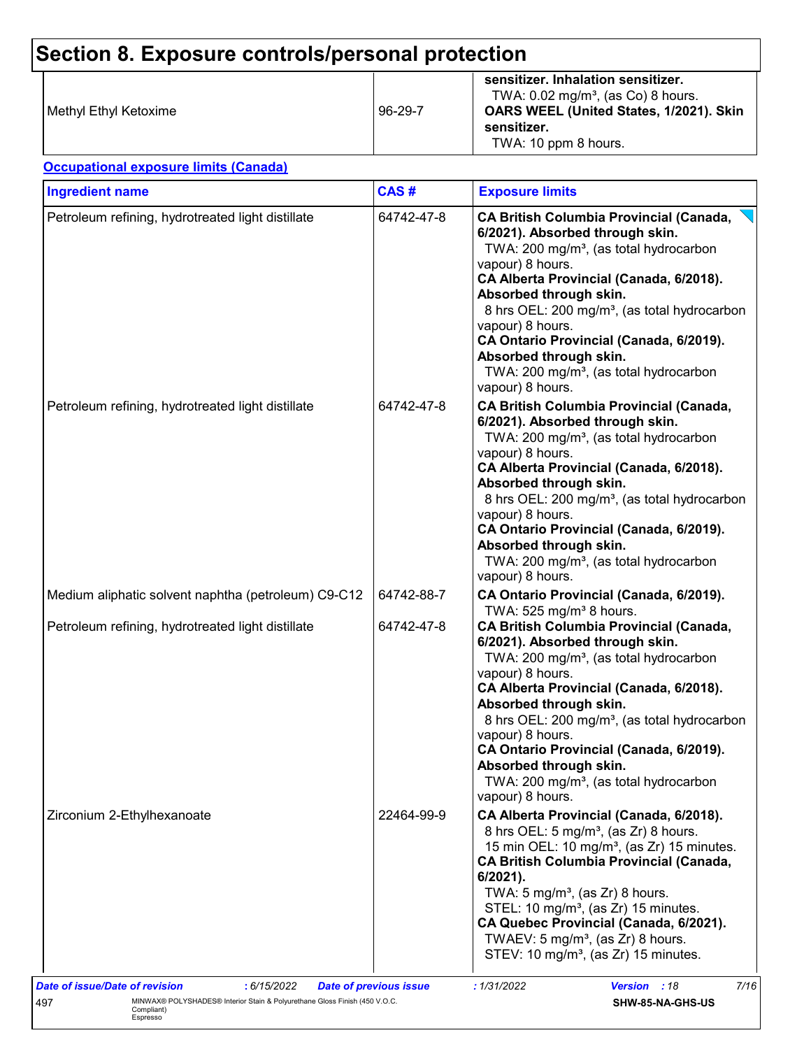# Section 8. Exposure controls/personal protection

| | | |
|---|---|---|
| Methyl Ethyl Ketoxime | 96-29-7 | **sensitizer. Inhalation sensitizer.**<br>TWA: 0.02 mg/m³, (as Co) 8 hours.<br>**OARS WEEL (United States, 1/2021). Skin sensitizer.**<br>TWA: 10 ppm 8 hours. |

**Occupational exposure limits (Canada)**

| Ingredient name | CAS # | Exposure limits |
|---|---|---|
| Petroleum refining, hydrotreated light distillate | 64742-47-8 | **CA British Columbia Provincial (Canada, 6/2021). Absorbed through skin.**<br>TWA: 200 mg/m³, (as total hydrocarbon vapour) 8 hours.<br>**CA Alberta Provincial (Canada, 6/2018). Absorbed through skin.**<br>8 hrs OEL: 200 mg/m³, (as total hydrocarbon vapour) 8 hours.<br>**CA Ontario Provincial (Canada, 6/2019). Absorbed through skin.**<br>TWA: 200 mg/m³, (as total hydrocarbon vapour) 8 hours. |
| Petroleum refining, hydrotreated light distillate | 64742-47-8 | **CA British Columbia Provincial (Canada, 6/2021). Absorbed through skin.**<br>TWA: 200 mg/m³, (as total hydrocarbon vapour) 8 hours.<br>**CA Alberta Provincial (Canada, 6/2018). Absorbed through skin.**<br>8 hrs OEL: 200 mg/m³, (as total hydrocarbon vapour) 8 hours.<br>**CA Ontario Provincial (Canada, 6/2019). Absorbed through skin.**<br>TWA: 200 mg/m³, (as total hydrocarbon vapour) 8 hours. |
| Medium aliphatic solvent naphtha (petroleum) C9-C12 | 64742-88-7 | **CA Ontario Provincial (Canada, 6/2019).**<br>TWA: 525 mg/m³ 8 hours. |
| Petroleum refining, hydrotreated light distillate | 64742-47-8 | **CA British Columbia Provincial (Canada, 6/2021). Absorbed through skin.**<br>TWA: 200 mg/m³, (as total hydrocarbon vapour) 8 hours.<br>**CA Alberta Provincial (Canada, 6/2018). Absorbed through skin.**<br>8 hrs OEL: 200 mg/m³, (as total hydrocarbon vapour) 8 hours.<br>**CA Ontario Provincial (Canada, 6/2019). Absorbed through skin.**<br>TWA: 200 mg/m³, (as total hydrocarbon vapour) 8 hours. |
| Zirconium 2-Ethylhexanoate | 22464-99-9 | **CA Alberta Provincial (Canada, 6/2018).**<br>8 hrs OEL: 5 mg/m³, (as Zr) 8 hours.<br>15 min OEL: 10 mg/m³, (as Zr) 15 minutes.<br>**CA British Columbia Provincial (Canada, 6/2021).**<br>TWA: 5 mg/m³, (as Zr) 8 hours.<br>STEL: 10 mg/m³, (as Zr) 15 minutes.<br>**CA Quebec Provincial (Canada, 6/2021).**<br>TWAEV: 5 mg/m³, (as Zr) 8 hours.<br>STEV: 10 mg/m³, (as Zr) 15 minutes. |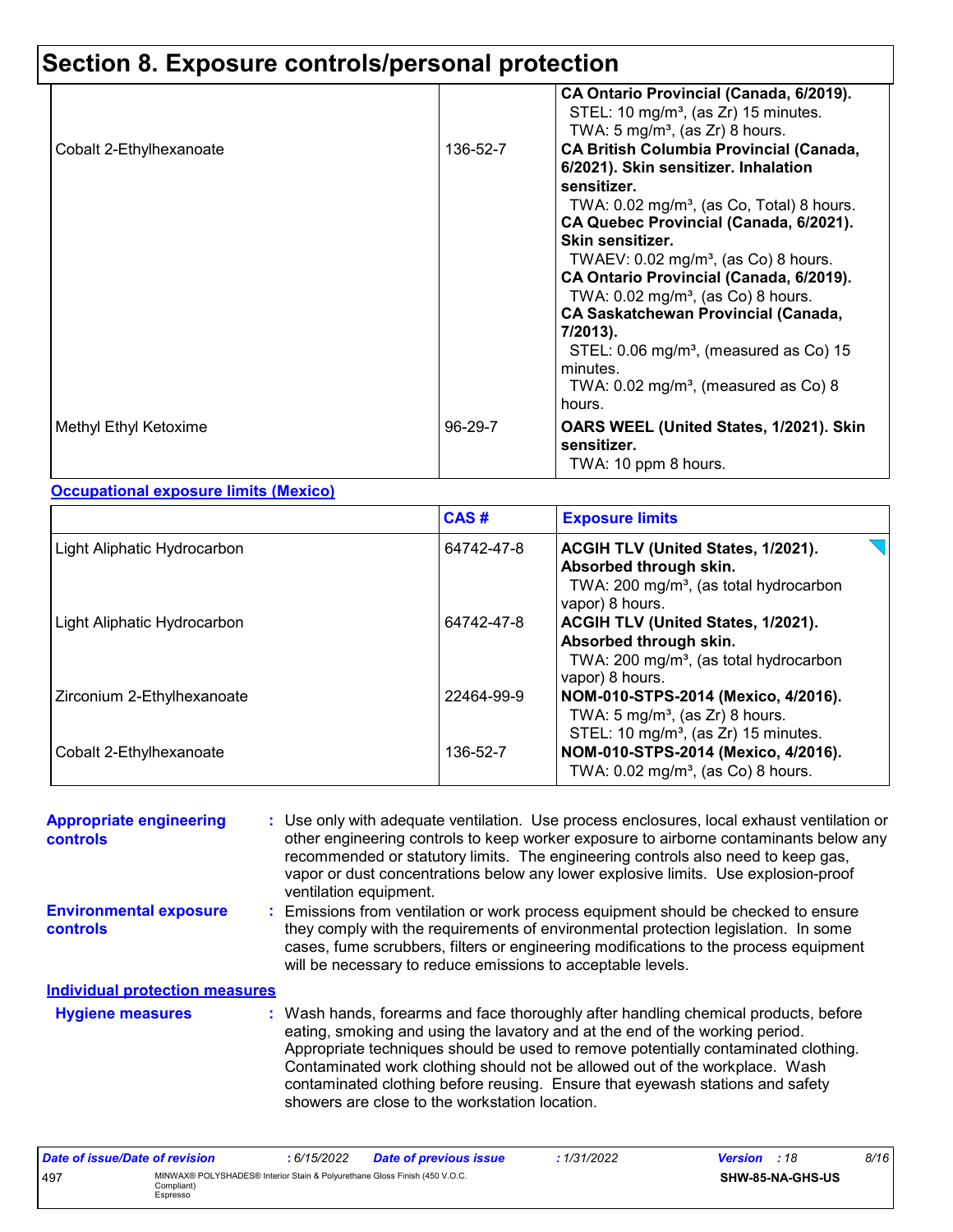## Section 8. Exposure controls/personal protection

| | | |
|---|---|---|
| | | **CA Ontario Provincial (Canada, 6/2019).** STEL: 10 mg/m³, (as Zr) 15 minutes. TWA: 5 mg/m³, (as Zr) 8 hours. |
| Cobalt 2-Ethylhexanoate | 136-52-7 | **CA British Columbia Provincial (Canada, 6/2021). Skin sensitizer. Inhalation sensitizer.** TWA: 0.02 mg/m³, (as Co, Total) 8 hours. **CA Quebec Provincial (Canada, 6/2021). Skin sensitizer.** TWAEV: 0.02 mg/m³, (as Co) 8 hours. **CA Ontario Provincial (Canada, 6/2019).** TWA: 0.02 mg/m³, (as Co) 8 hours. **CA Saskatchewan Provincial (Canada, 7/2013).** STEL: 0.06 mg/m³, (measured as Co) 15 minutes. TWA: 0.02 mg/m³, (measured as Co) 8 hours. |
| Methyl Ethyl Ketoxime | 96-29-7 | **OARS WEEL (United States, 1/2021). Skin sensitizer.** TWA: 10 ppm 8 hours. |

**Occupational exposure limits (Mexico)**

| | CAS # | Exposure limits |
|---|---|---|
| Light Aliphatic Hydrocarbon | 64742-47-8 | **ACGIH TLV (United States, 1/2021). Absorbed through skin.** TWA: 200 mg/m³, (as total hydrocarbon vapor) 8 hours. |
| Light Aliphatic Hydrocarbon | 64742-47-8 | **ACGIH TLV (United States, 1/2021). Absorbed through skin.** TWA: 200 mg/m³, (as total hydrocarbon vapor) 8 hours. |
| Zirconium 2-Ethylhexanoate | 22464-99-9 | **NOM-010-STPS-2014 (Mexico, 4/2016).** TWA: 5 mg/m³, (as Zr) 8 hours. STEL: 10 mg/m³, (as Zr) 15 minutes. |
| Cobalt 2-Ethylhexanoate | 136-52-7 | **NOM-010-STPS-2014 (Mexico, 4/2016).** TWA: 0.02 mg/m³, (as Co) 8 hours. |

**Appropriate engineering controls** : Use only with adequate ventilation. Use process enclosures, local exhaust ventilation or other engineering controls to keep worker exposure to airborne contaminants below any recommended or statutory limits. The engineering controls also need to keep gas, vapor or dust concentrations below any lower explosive limits. Use explosion-proof ventilation equipment.

**Environmental exposure controls** : Emissions from ventilation or work process equipment should be checked to ensure they comply with the requirements of environmental protection legislation. In some cases, fume scrubbers, filters or engineering modifications to the process equipment will be necessary to reduce emissions to acceptable levels.

**Individual protection measures**

**Hygiene measures** : Wash hands, forearms and face thoroughly after handling chemical products, before eating, smoking and using the lavatory and at the end of the working period. Appropriate techniques should be used to remove potentially contaminated clothing. Contaminated work clothing should not be allowed out of the workplace. Wash contaminated clothing before reusing. Ensure that eyewash stations and safety showers are close to the workstation location.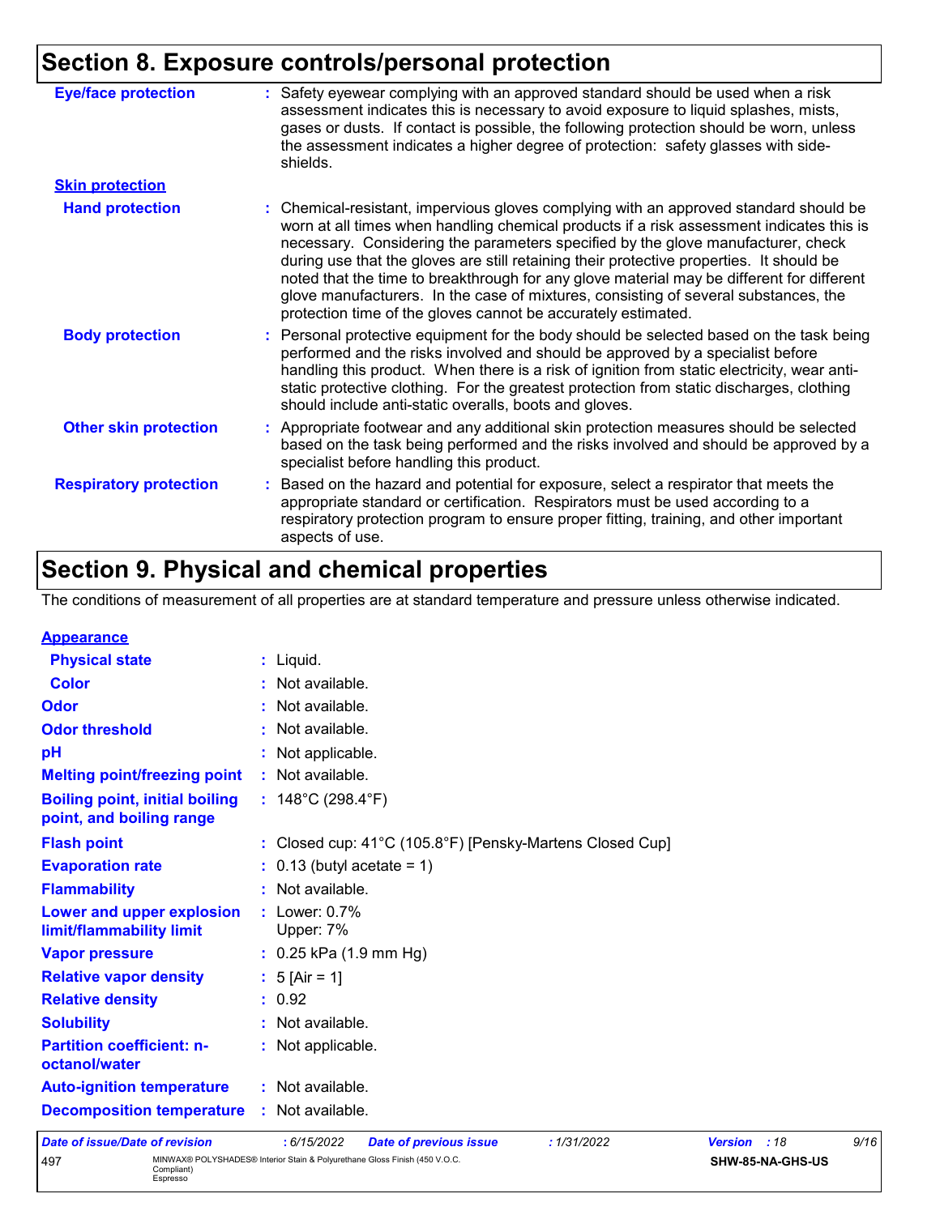## Section 8. Exposure controls/personal protection

**Eye/face protection** : Safety eyewear complying with an approved standard should be used when a risk assessment indicates this is necessary to avoid exposure to liquid splashes, mists, gases or dusts. If contact is possible, the following protection should be worn, unless the assessment indicates a higher degree of protection: safety glasses with side-shields.

**Skin protection**

**Hand protection** : Chemical-resistant, impervious gloves complying with an approved standard should be worn at all times when handling chemical products if a risk assessment indicates this is necessary. Considering the parameters specified by the glove manufacturer, check during use that the gloves are still retaining their protective properties. It should be noted that the time to breakthrough for any glove material may be different for different glove manufacturers. In the case of mixtures, consisting of several substances, the protection time of the gloves cannot be accurately estimated.

**Body protection** : Personal protective equipment for the body should be selected based on the task being performed and the risks involved and should be approved by a specialist before handling this product. When there is a risk of ignition from static electricity, wear anti-static protective clothing. For the greatest protection from static discharges, clothing should include anti-static overalls, boots and gloves.

**Other skin protection** : Appropriate footwear and any additional skin protection measures should be selected based on the task being performed and the risks involved and should be approved by a specialist before handling this product.

**Respiratory protection** : Based on the hazard and potential for exposure, select a respirator that meets the appropriate standard or certification. Respirators must be used according to a respiratory protection program to ensure proper fitting, training, and other important aspects of use.

## Section 9. Physical and chemical properties

The conditions of measurement of all properties are at standard temperature and pressure unless otherwise indicated.

**Appearance**

**Physical state** : Liquid.

**Color** : Not available.

**Odor** : Not available.

**Odor threshold** : Not available.

**pH** : Not applicable.

**Melting point/freezing point** : Not available.

**Boiling point, initial boiling point, and boiling range** : 148°C (298.4°F)

**Flash point** : Closed cup: 41°C (105.8°F) [Pensky-Martens Closed Cup]

**Evaporation rate** : 0.13 (butyl acetate = 1)

**Flammability** : Not available.

**Lower and upper explosion limit/flammability limit** : Lower: 0.7%
Upper: 7%

**Vapor pressure** : 0.25 kPa (1.9 mm Hg)

**Relative vapor density** : 5 [Air = 1]

**Relative density** : 0.92

**Solubility** : Not available.

**Partition coefficient: n-octanol/water** : Not applicable.

**Auto-ignition temperature** : Not available.

**Decomposition temperature** : Not available.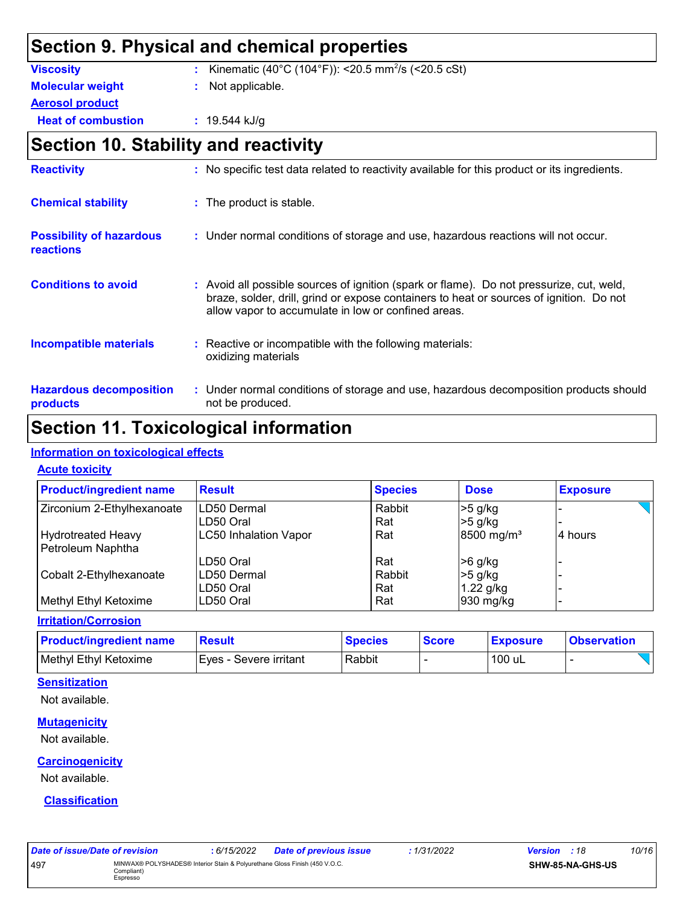## Section 9. Physical and chemical properties

**Viscosity** : Kinematic (40°C (104°F)): <20.5 $mm^2/s$ (<20.5 cSt)

**Molecular weight** : Not applicable.

**Aerosol product**

**Heat of combustion** : 19.544 kJ/g

## Section 10. Stability and reactivity

**Reactivity** : No specific test data related to reactivity available for this product or its ingredients.

**Chemical stability** : The product is stable.

**Possibility of hazardous reactions** : Under normal conditions of storage and use, hazardous reactions will not occur.

**Conditions to avoid** : Avoid all possible sources of ignition (spark or flame). Do not pressurize, cut, weld, braze, solder, drill, grind or expose containers to heat or sources of ignition. Do not allow vapor to accumulate in low or confined areas.

**Incompatible materials** : Reactive or incompatible with the following materials: oxidizing materials

**Hazardous decomposition products** : Under normal conditions of storage and use, hazardous decomposition products should not be produced.

## Section 11. Toxicological information

### Information on toxicological effects

#### Acute toxicity

| Product/ingredient name | Result | Species | Dose | Exposure |
|---|---|---|---|---|
| Zirconium 2-Ethylhexanoate | LD50 Dermal | Rabbit | >5 g/kg | - |
| | LD50 Oral | Rat | >5 g/kg | - |
| Hydrotreated Heavy Petroleum Naphtha | LC50 Inhalation Vapor | Rat | 8500 $mg/m^3$ | 4 hours |
| | LD50 Oral | Rat | >6 g/kg | - |
| Cobalt 2-Ethylhexanoate | LD50 Dermal | Rabbit | >5 g/kg | - |
| | LD50 Oral | Rat | 1.22 g/kg | - |
| Methyl Ethyl Ketoxime | LD50 Oral | Rat | 930 mg/kg | - |

#### Irritation/Corrosion

| Product/ingredient name | Result | Species | Score | Exposure | Observation |
|---|---|---|---|---|---|
| Methyl Ethyl Ketoxime | Eyes - Severe irritant | Rabbit | - | 100 uL | - |

#### Sensitization

Not available.

#### Mutagenicity

Not available.

#### Carcinogenicity

Not available.

#### Classification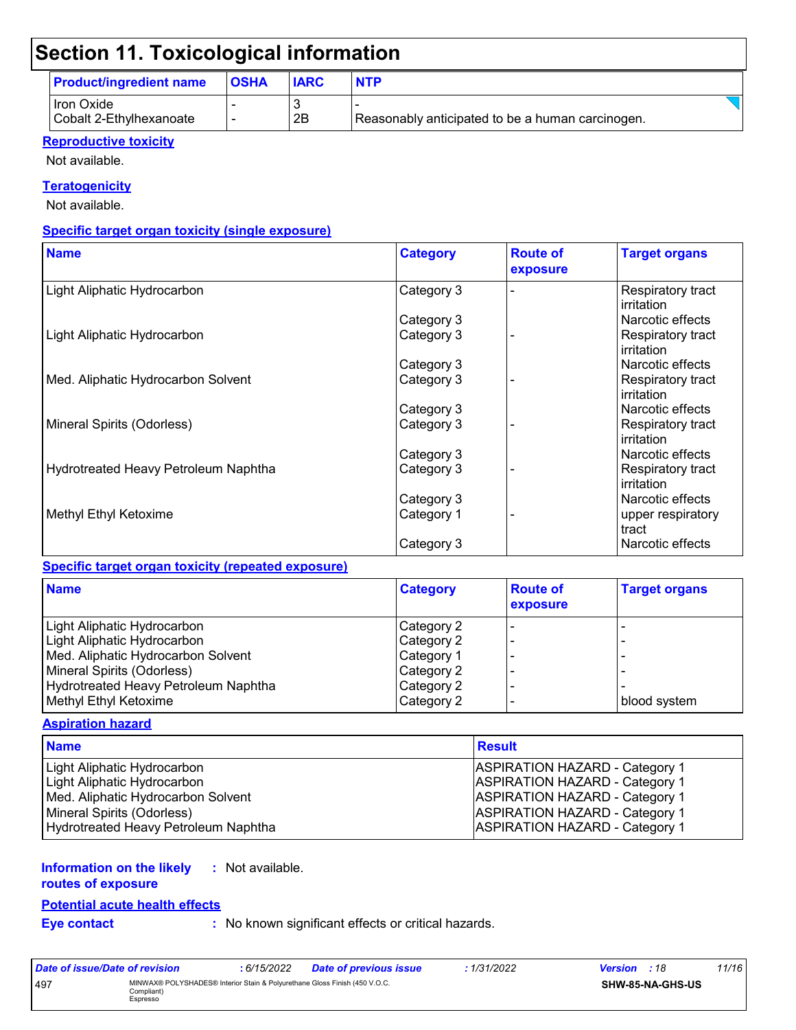# Section 11. Toxicological information

| Product/ingredient name | OSHA | IARC | NTP |
|---|---|---|---|
| Iron Oxide | - | 3 | - |
| Cobalt 2-Ethylhexanoate | - | 2B | Reasonably anticipated to be a human carcinogen. |

**Reproductive toxicity**

Not available.

**Teratogenicity**

Not available.

**Specific target organ toxicity (single exposure)**

| Name | Category | Route of exposure | Target organs |
|---|---|---|---|
| Light Aliphatic Hydrocarbon | Category 3 | - | Respiratory tract irritation |
| | Category 3 | | Narcotic effects |
| Light Aliphatic Hydrocarbon | Category 3 | - | Respiratory tract irritation |
| | Category 3 | | Narcotic effects |
| Med. Aliphatic Hydrocarbon Solvent | Category 3 | - | Respiratory tract irritation |
| | Category 3 | | Narcotic effects |
| Mineral Spirits (Odorless) | Category 3 | - | Respiratory tract irritation |
| | Category 3 | | Narcotic effects |
| Hydrotreated Heavy Petroleum Naphtha | Category 3 | - | Respiratory tract irritation |
| | Category 3 | | Narcotic effects |
| Methyl Ethyl Ketoxime | Category 1 | - | upper respiratory tract |
| | Category 3 | | Narcotic effects |

**Specific target organ toxicity (repeated exposure)**

| Name | Category | Route of exposure | Target organs |
|---|---|---|---|
| Light Aliphatic Hydrocarbon | Category 2 | - | - |
| Light Aliphatic Hydrocarbon | Category 2 | - | - |
| Med. Aliphatic Hydrocarbon Solvent | Category 1 | - | - |
| Mineral Spirits (Odorless) | Category 2 | - | - |
| Hydrotreated Heavy Petroleum Naphtha | Category 2 | - | - |
| Methyl Ethyl Ketoxime | Category 2 | - | blood system |

**Aspiration hazard**

| Name | Result |
|---|---|
| Light Aliphatic Hydrocarbon | ASPIRATION HAZARD - Category 1 |
| Light Aliphatic Hydrocarbon | ASPIRATION HAZARD - Category 1 |
| Med. Aliphatic Hydrocarbon Solvent | ASPIRATION HAZARD - Category 1 |
| Mineral Spirits (Odorless) | ASPIRATION HAZARD - Category 1 |
| Hydrotreated Heavy Petroleum Naphtha | ASPIRATION HAZARD - Category 1 |

**Information on the likely routes of exposure** : Not available.

**Potential acute health effects**

**Eye contact** : No known significant effects or critical hazards.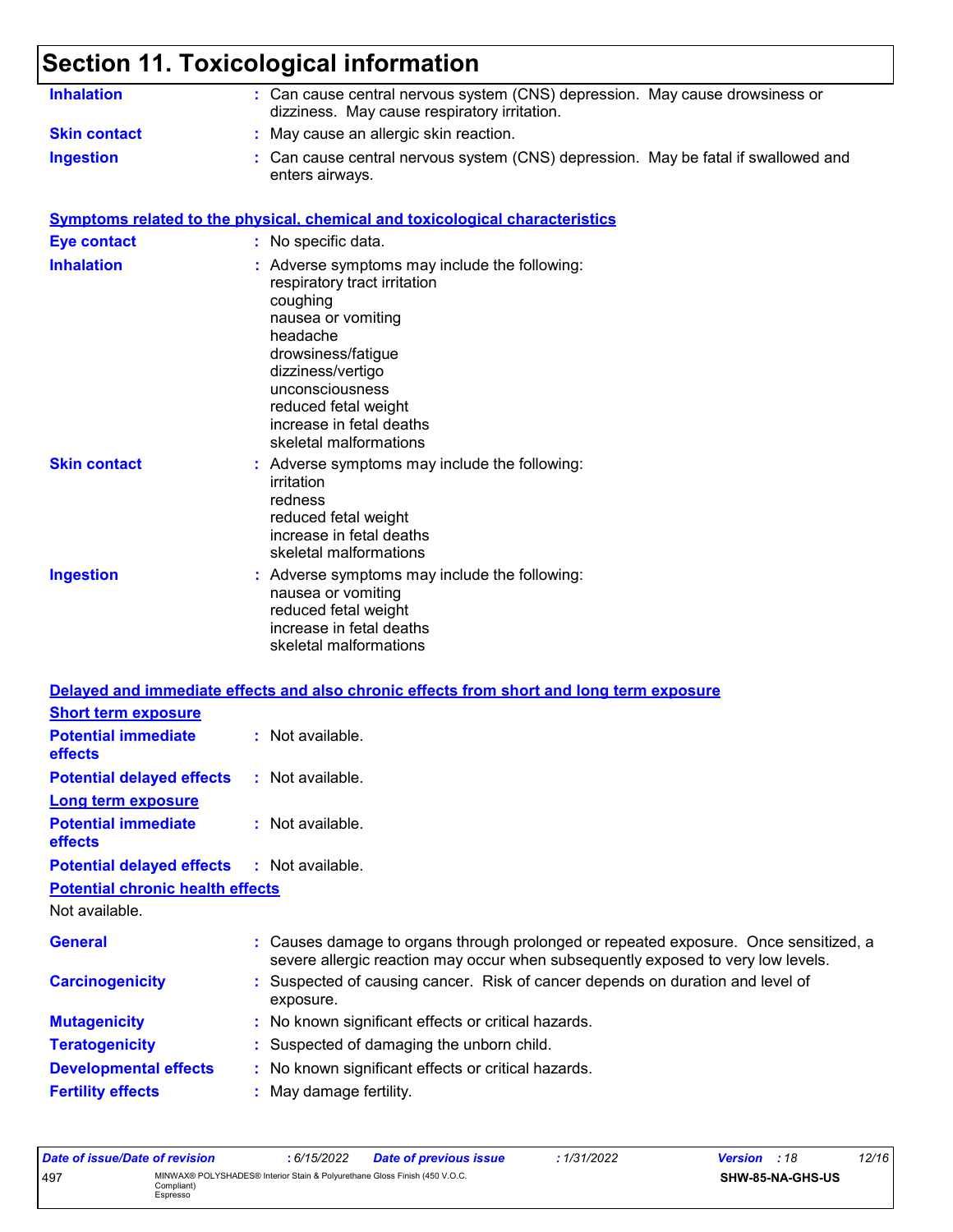# Section 11. Toxicological information

**Inhalation** : Can cause central nervous system (CNS) depression. May cause drowsiness or dizziness. May cause respiratory irritation.

**Skin contact** : May cause an allergic skin reaction.

**Ingestion** : Can cause central nervous system (CNS) depression. May be fatal if swallowed and enters airways.

**Symptoms related to the physical, chemical and toxicological characteristics**

**Eye contact** : No specific data.

**Inhalation** : Adverse symptoms may include the following:
respiratory tract irritation
coughing
nausea or vomiting
headache
drowsiness/fatigue
dizziness/vertigo
unconsciousness
reduced fetal weight
increase in fetal deaths
skeletal malformations

**Skin contact** : Adverse symptoms may include the following:
irritation
redness
reduced fetal weight
increase in fetal deaths
skeletal malformations

**Ingestion** : Adverse symptoms may include the following:
nausea or vomiting
reduced fetal weight
increase in fetal deaths
skeletal malformations

**Delayed and immediate effects and also chronic effects from short and long term exposure**

**Short term exposure**

**Potential immediate effects** : Not available.

**Potential delayed effects** : Not available.

**Long term exposure**

**Potential immediate effects** : Not available.

**Potential delayed effects** : Not available.

**Potential chronic health effects**

Not available.

**General** : Causes damage to organs through prolonged or repeated exposure. Once sensitized, a severe allergic reaction may occur when subsequently exposed to very low levels.

**Carcinogenicity** : Suspected of causing cancer. Risk of cancer depends on duration and level of exposure.

**Mutagenicity** : No known significant effects or critical hazards.

**Teratogenicity** : Suspected of damaging the unborn child.

**Developmental effects** : No known significant effects or critical hazards.

**Fertility effects** : May damage fertility.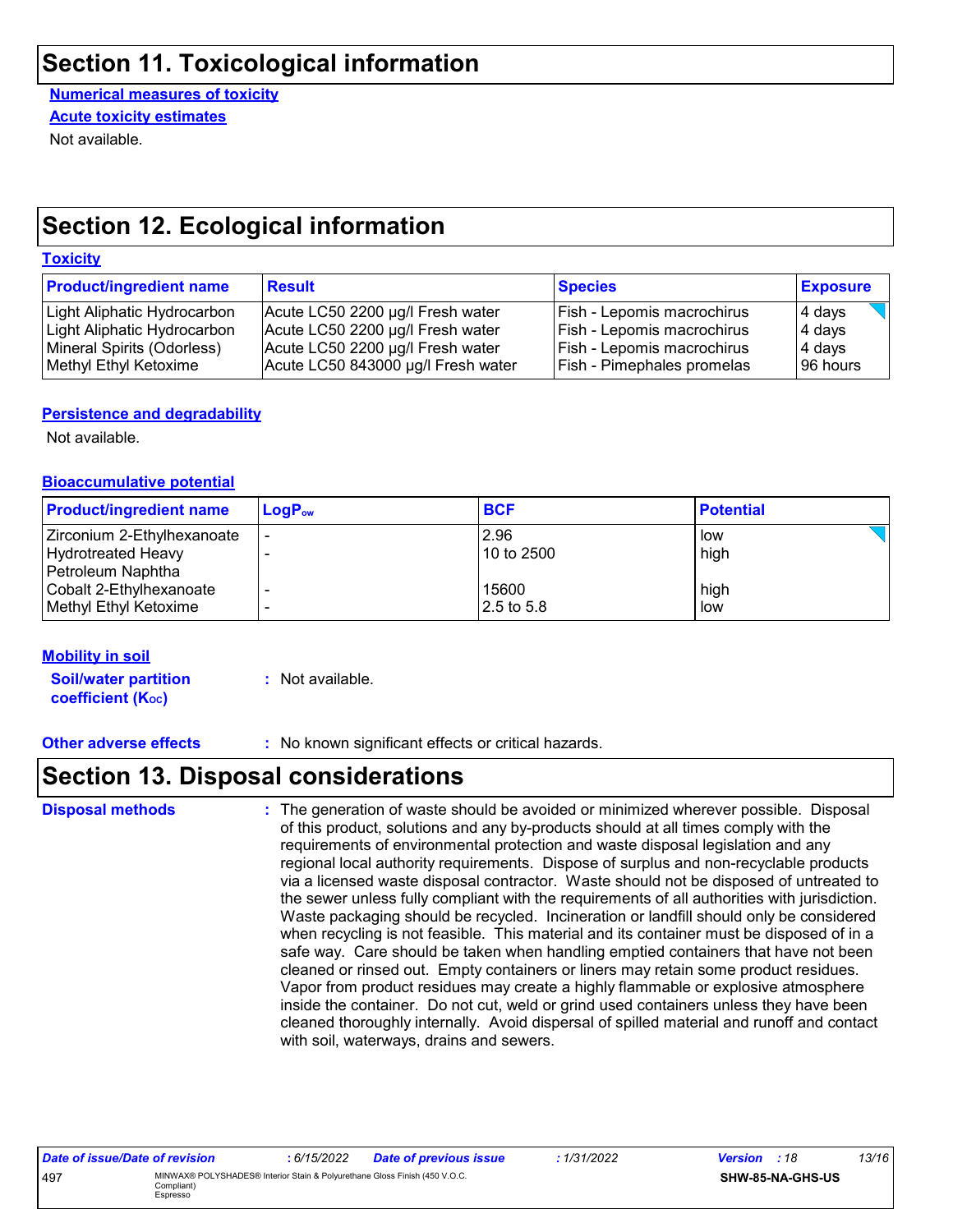## Section 11. Toxicological information

**Numerical measures of toxicity**

**Acute toxicity estimates**

Not available.

## Section 12. Ecological information

**Toxicity**

| Product/ingredient name | Result | Species | Exposure |
|---|---|---|---|
| Light Aliphatic Hydrocarbon | Acute LC50 2200 µg/l Fresh water | Fish - Lepomis macrochirus | 4 days |
| Light Aliphatic Hydrocarbon | Acute LC50 2200 µg/l Fresh water | Fish - Lepomis macrochirus | 4 days |
| Mineral Spirits (Odorless) | Acute LC50 2200 µg/l Fresh water | Fish - Lepomis macrochirus | 4 days |
| Methyl Ethyl Ketoxime | Acute LC50 843000 µg/l Fresh water | Fish - Pimephales promelas | 96 hours |

**Persistence and degradability**

Not available.

**Bioaccumulative potential**

| Product/ingredient name | $LogP_{ow}$ | BCF | Potential |
|---|---|---|---|
| Zirconium 2-Ethylhexanoate | - | 2.96 | low |
| Hydrotreated Heavy Petroleum Naphtha | - | 10 to 2500 | high |
| Cobalt 2-Ethylhexanoate | - | 15600 | high |
| Methyl Ethyl Ketoxime | - | 2.5 to 5.8 | low |

**Mobility in soil**

**Soil/water partition coefficient ($K_{OC}$)** : Not available.

**Other adverse effects** : No known significant effects or critical hazards.

## Section 13. Disposal considerations

**Disposal methods** : The generation of waste should be avoided or minimized wherever possible. Disposal of this product, solutions and any by-products should at all times comply with the requirements of environmental protection and waste disposal legislation and any regional local authority requirements. Dispose of surplus and non-recyclable products via a licensed waste disposal contractor. Waste should not be disposed of untreated to the sewer unless fully compliant with the requirements of all authorities with jurisdiction. Waste packaging should be recycled. Incineration or landfill should only be considered when recycling is not feasible. This material and its container must be disposed of in a safe way. Care should be taken when handling emptied containers that have not been cleaned or rinsed out. Empty containers or liners may retain some product residues. Vapor from product residues may create a highly flammable or explosive atmosphere inside the container. Do not cut, weld or grind used containers unless they have been cleaned thoroughly internally. Avoid dispersal of spilled material and runoff and contact with soil, waterways, drains and sewers.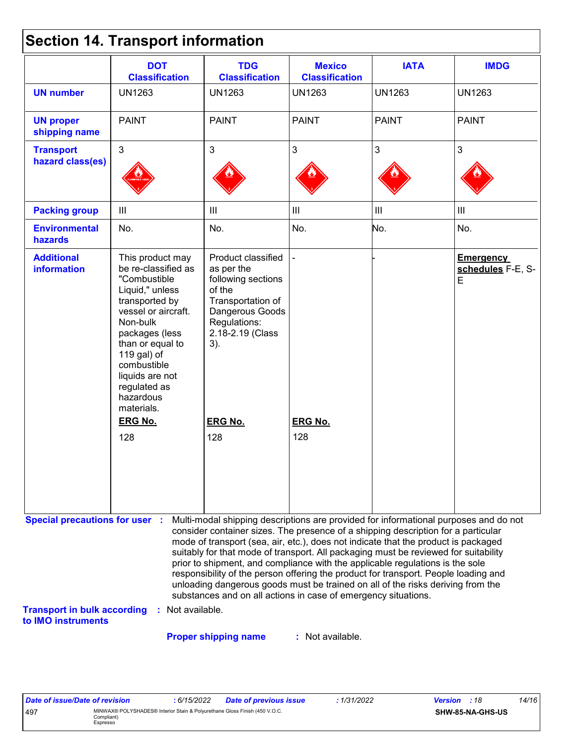# Section 14. Transport information

| | DOT Classification | TDG Classification | Mexico Classification | IATA | IMDG |
|---|---|---|---|---|---|
| **UN number** | UN1263 | UN1263 | UN1263 | UN1263 | UN1263 |
| **UN proper shipping name** | PAINT | PAINT | PAINT | PAINT | PAINT |
| **Transport hazard class(es)** | 3 | 3 | 3 | 3 | 3 |
| **Packing group** | III | III | III | III | III |
| **Environmental hazards** | No. | No. | No. | No. | No. |
| **Additional information** | This product may be re-classified as "Combustible Liquid," unless transported by vessel or aircraft. Non-bulk packages (less than or equal to 119 gal) of combustible liquids are not regulated as hazardous materials.<br>**ERG No.**<br>128 | Product classified as per the following sections of the Transportation of Dangerous Goods Regulations: 2.18-2.19 (Class 3).<br>**ERG No.**<br>128 | -<br>**ERG No.**<br>128 | - | **Emergency schedules** F-E, S-E |

**Special precautions for user** : Multi-modal shipping descriptions are provided for informational purposes and do not consider container sizes. The presence of a shipping description for a particular mode of transport (sea, air, etc.), does not indicate that the product is packaged suitably for that mode of transport. All packaging must be reviewed for suitability prior to shipment, and compliance with the applicable regulations is the sole responsibility of the person offering the product for transport. People loading and unloading dangerous goods must be trained on all of the risks deriving from the substances and on all actions in case of emergency situations.

**Transport in bulk according to IMO instruments** : Not available.

**Proper shipping name** : Not available.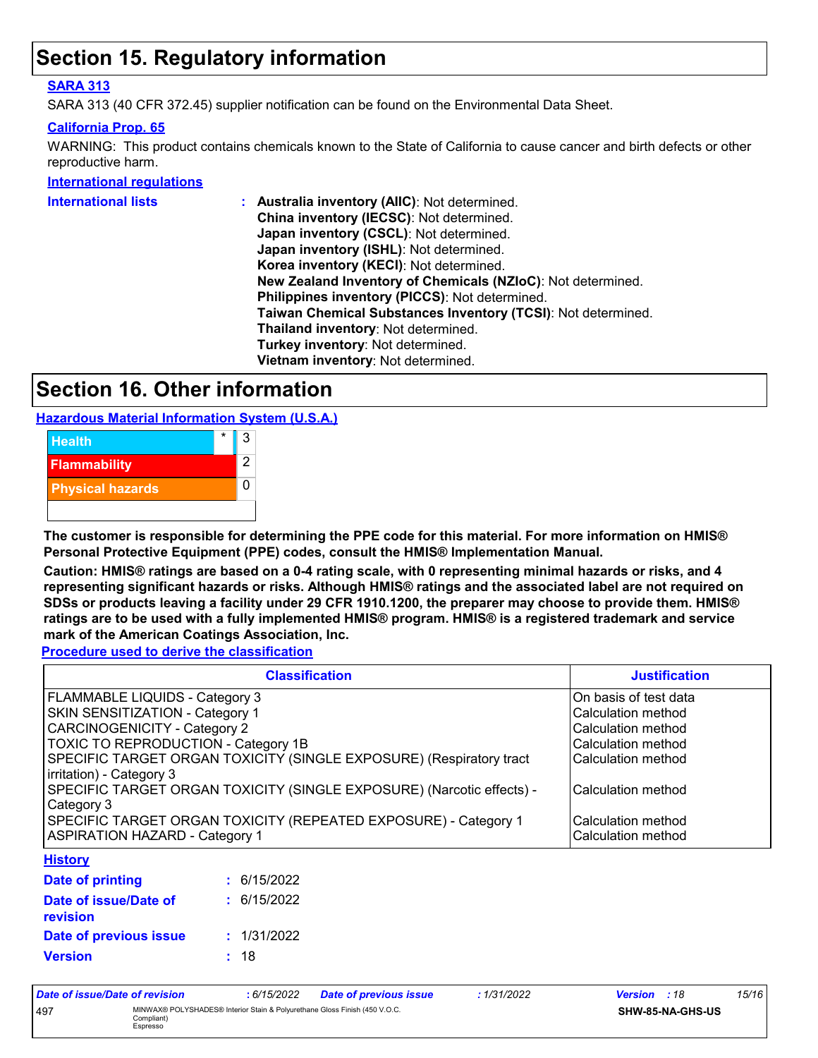## Section 15. Regulatory information

**SARA 313**

SARA 313 (40 CFR 372.45) supplier notification can be found on the Environmental Data Sheet.

**California Prop. 65**

WARNING: This product contains chemicals known to the State of California to cause cancer and birth defects or other reproductive harm.

**International regulations**

**International lists** : **Australia inventory (AIIC)**: Not determined.
**China inventory (IECSC)**: Not determined.
**Japan inventory (CSCL)**: Not determined.
**Japan inventory (ISHL)**: Not determined.
**Korea inventory (KECI)**: Not determined.
**New Zealand Inventory of Chemicals (NZIoC)**: Not determined.
**Philippines inventory (PICCS)**: Not determined.
**Taiwan Chemical Substances Inventory (TCSI)**: Not determined.
**Thailand inventory**: Not determined.
**Turkey inventory**: Not determined.
**Vietnam inventory**: Not determined.

## Section 16. Other information

**Hazardous Material Information System (U.S.A.)**

| | | |
|---|---|---|
| Health | * | 3 |
| Flammability | | 2 |
| Physical hazards | | 0 |
| | | |

**The customer is responsible for determining the PPE code for this material. For more information on HMIS® Personal Protective Equipment (PPE) codes, consult the HMIS® Implementation Manual.**

**Caution: HMIS® ratings are based on a 0-4 rating scale, with 0 representing minimal hazards or risks, and 4 representing significant hazards or risks. Although HMIS® ratings and the associated label are not required on SDSs or products leaving a facility under 29 CFR 1910.1200, the preparer may choose to provide them. HMIS® ratings are to be used with a fully implemented HMIS® program. HMIS® is a registered trademark and service mark of the American Coatings Association, Inc.**

**Procedure used to derive the classification**

| Classification | Justification |
|---|---|
| FLAMMABLE LIQUIDS - Category 3 | On basis of test data |
| SKIN SENSITIZATION - Category 1 | Calculation method |
| CARCINOGENICITY - Category 2 | Calculation method |
| TOXIC TO REPRODUCTION - Category 1B | Calculation method |
| SPECIFIC TARGET ORGAN TOXICITY (SINGLE EXPOSURE) (Respiratory tract irritation) - Category 3 | Calculation method |
| SPECIFIC TARGET ORGAN TOXICITY (SINGLE EXPOSURE) (Narcotic effects) - Category 3 | Calculation method |
| SPECIFIC TARGET ORGAN TOXICITY (REPEATED EXPOSURE) - Category 1 | Calculation method |
| ASPIRATION HAZARD - Category 1 | Calculation method |

**History**

**Date of printing** : 6/15/2022

**Date of issue/Date of revision** : 6/15/2022

**Date of previous issue** : 1/31/2022

**Version** : 18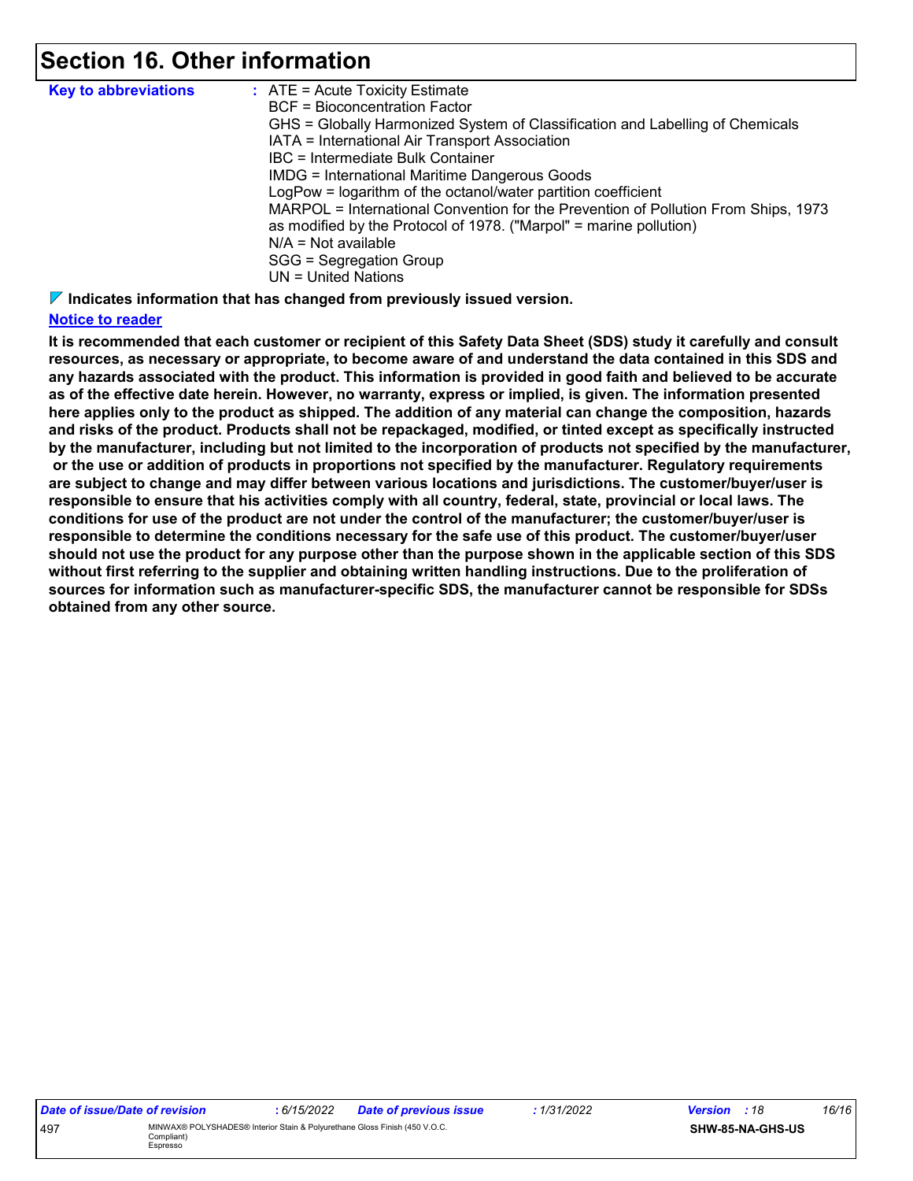# Section 16. Other information

**Key to abbreviations** : ATE = Acute Toxicity Estimate
BCF = Bioconcentration Factor
GHS = Globally Harmonized System of Classification and Labelling of Chemicals
IATA = International Air Transport Association
IBC = Intermediate Bulk Container
IMDG = International Maritime Dangerous Goods
LogPow = logarithm of the octanol/water partition coefficient
MARPOL = International Convention for the Prevention of Pollution From Ships, 1973 as modified by the Protocol of 1978. ("Marpol" = marine pollution)
N/A = Not available
SGG = Segregation Group
UN = United Nations

**Indicates information that has changed from previously issued version.**

**Notice to reader**

**It is recommended that each customer or recipient of this Safety Data Sheet (SDS) study it carefully and consult resources, as necessary or appropriate, to become aware of and understand the data contained in this SDS and any hazards associated with the product. This information is provided in good faith and believed to be accurate as of the effective date herein. However, no warranty, express or implied, is given. The information presented here applies only to the product as shipped. The addition of any material can change the composition, hazards and risks of the product. Products shall not be repackaged, modified, or tinted except as specifically instructed by the manufacturer, including but not limited to the incorporation of products not specified by the manufacturer, or the use or addition of products in proportions not specified by the manufacturer. Regulatory requirements are subject to change and may differ between various locations and jurisdictions. The customer/buyer/user is responsible to ensure that his activities comply with all country, federal, state, provincial or local laws. The conditions for use of the product are not under the control of the manufacturer; the customer/buyer/user is responsible to determine the conditions necessary for the safe use of this product. The customer/buyer/user should not use the product for any purpose other than the purpose shown in the applicable section of this SDS without first referring to the supplier and obtaining written handling instructions. Due to the proliferation of sources for information such as manufacturer-specific SDS, the manufacturer cannot be responsible for SDSs obtained from any other source.**